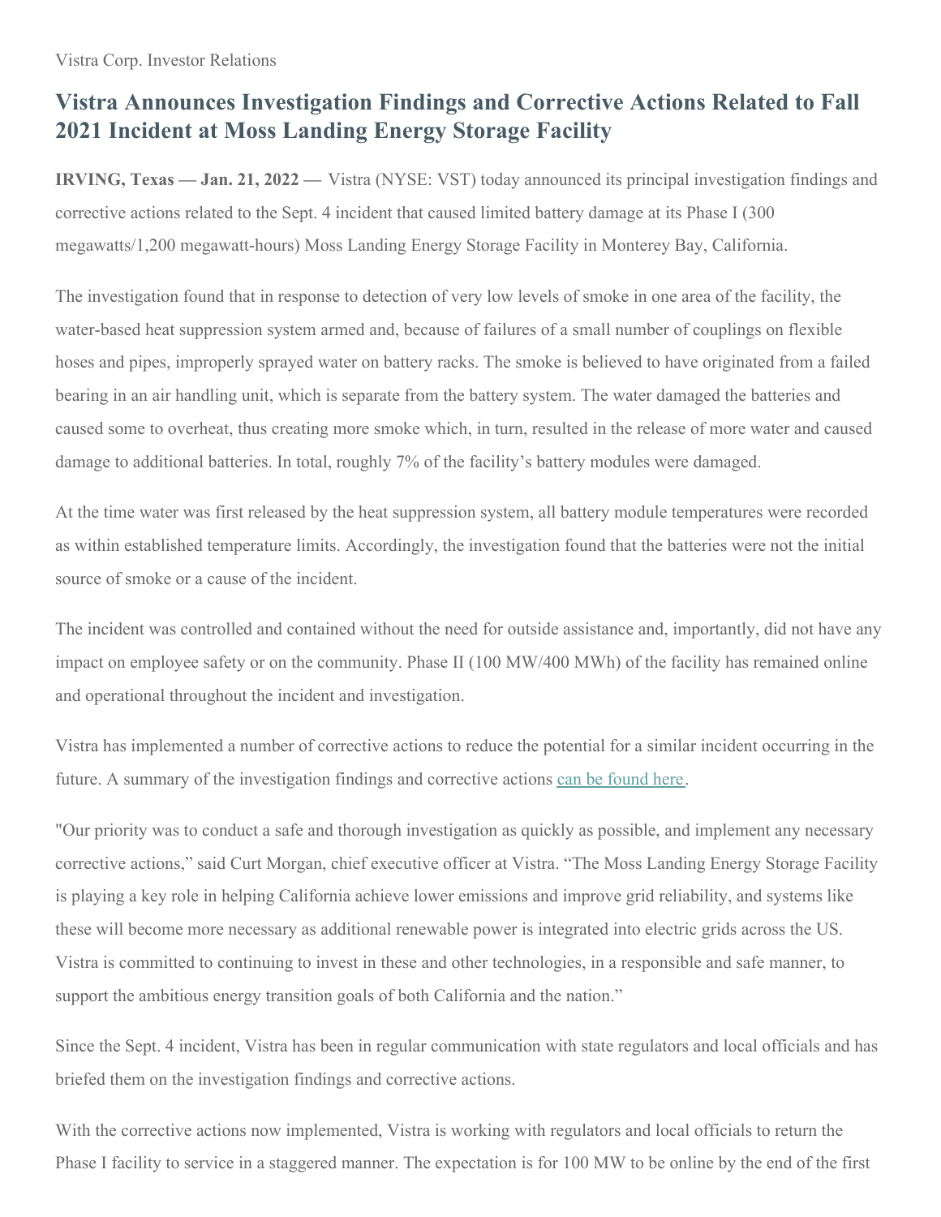Vistra Corp. Investor Relations

# Vistra Announces Investigation Findings and Corrective Actions Related to Fall 2021 Incident at Moss Landing Energy Storage Facility

**IRVING, Texas — Jan. 21, 2022 —** Vistra (NYSE: VST) today announced its principal investigation findings and corrective actions related to the Sept. 4 incident that caused limited battery damage at its Phase I (300 megawatts/1,200 megawatt-hours) Moss Landing Energy Storage Facility in Monterey Bay, California.

The investigation found that in response to detection of very low levels of smoke in one area of the facility, the water-based heat suppression system armed and, because of failures of a small number of couplings on flexible hoses and pipes, improperly sprayed water on battery racks. The smoke is believed to have originated from a failed bearing in an air handling unit, which is separate from the battery system. The water damaged the batteries and caused some to overheat, thus creating more smoke which, in turn, resulted in the release of more water and caused damage to additional batteries. In total, roughly 7% of the facility's battery modules were damaged.

At the time water was first released by the heat suppression system, all battery module temperatures were recorded as within established temperature limits. Accordingly, the investigation found that the batteries were not the initial source of smoke or a cause of the incident.

The incident was controlled and contained without the need for outside assistance and, importantly, did not have any impact on employee safety or on the community. Phase II (100 MW/400 MWh) of the facility has remained online and operational throughout the incident and investigation.

Vistra has implemented a number of corrective actions to reduce the potential for a similar incident occurring in the future. A summary of the investigation findings and corrective actions can be found here.

"Our priority was to conduct a safe and thorough investigation as quickly as possible, and implement any necessary corrective actions," said Curt Morgan, chief executive officer at Vistra. "The Moss Landing Energy Storage Facility is playing a key role in helping California achieve lower emissions and improve grid reliability, and systems like these will become more necessary as additional renewable power is integrated into electric grids across the US. Vistra is committed to continuing to invest in these and other technologies, in a responsible and safe manner, to support the ambitious energy transition goals of both California and the nation."

Since the Sept. 4 incident, Vistra has been in regular communication with state regulators and local officials and has briefed them on the investigation findings and corrective actions.

With the corrective actions now implemented, Vistra is working with regulators and local officials to return the Phase I facility to service in a staggered manner. The expectation is for 100 MW to be online by the end of the first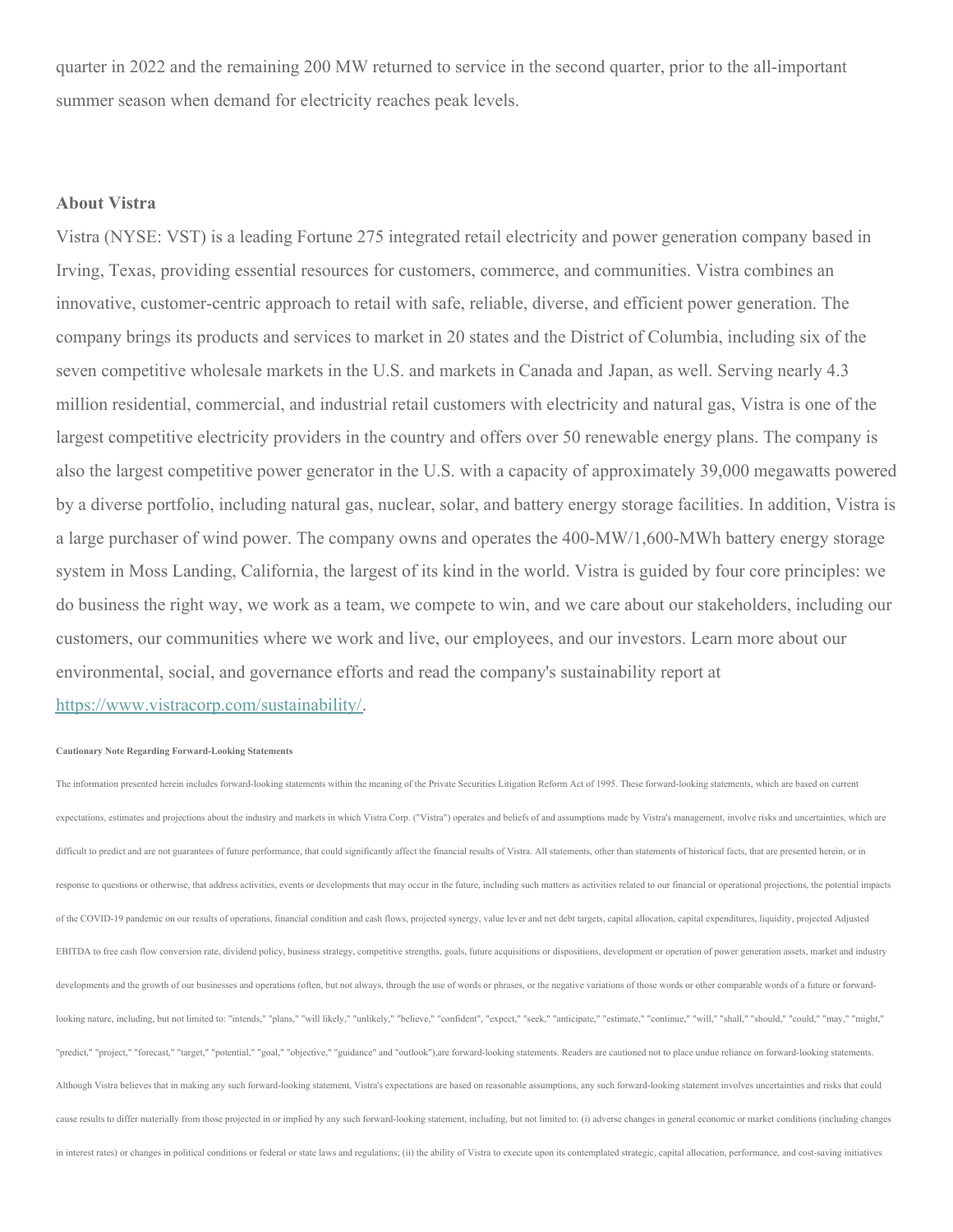quarter in 2022 and the remaining 200 MW returned to service in the second quarter, prior to the all-important summer season when demand for electricity reaches peak levels.

### About Vistra

Vistra (NYSE: VST) is a leading Fortune 275 integrated retail electricity and power generation company based in Irving, Texas, providing essential resources for customers, commerce, and communities. Vistra combines an innovative, customer-centric approach to retail with safe, reliable, diverse, and efficient power generation. The company brings its products and services to market in 20 states and the District of Columbia, including six of the seven competitive wholesale markets in the U.S. and markets in Canada and Japan, as well. Serving nearly 4.3 million residential, commercial, and industrial retail customers with electricity and natural gas, Vistra is one of the largest competitive electricity providers in the country and offers over 50 renewable energy plans. The company is also the largest competitive power generator in the U.S. with a capacity of approximately 39,000 megawatts powered by a diverse portfolio, including natural gas, nuclear, solar, and battery energy storage facilities. In addition, Vistra is a large purchaser of wind power. The company owns and operates the 400-MW/1,600-MWh battery energy storage system in Moss Landing, California, the largest of its kind in the world. Vistra is guided by four core principles: we do business the right way, we work as a team, we compete to win, and we care about our stakeholders, including our customers, our communities where we work and live, our employees, and our investors. Learn more about our environmental, social, and governance efforts and read the company's sustainability report at [https://www.vistracorp.com/sustainability/](https://www.vistracorp.com/sustainability/).

**Cautionary Note Regarding Forward-Looking Statements**

The information presented herein includes forward-looking statements within the meaning of the Private Securities Litigation Reform Act of 1995. These forward-looking statements, which are based on current expectations, estimates and projections about the industry and markets in which Vistra Corp. ("Vistra") operates and beliefs of and assumptions made by Vistra's management, involve risks and uncertainties, which are difficult to predict and are not guarantees of future performance, that could significantly affect the financial results of Vistra. All statements, other than statements of historical facts, that are presented herein, or in response to questions or otherwise, that address activities, events or developments that may occur in the future, including such matters as activities related to our financial or operational projections, the potential impacts of the COVID-19 pandemic on our results of operations, financial condition and cash flows, projected synergy, value lever and net debt targets, capital allocation, capital expenditures, liquidity, projected Adjusted EBITDA to free cash flow conversion rate, dividend policy, business strategy, competitive strengths, goals, future acquisitions or dispositions, development or operation of power generation assets, market and industry developments and the growth of our businesses and operations (often, but not always, through the use of words or phrases, or the negative variations of those words or other comparable words of a future or forward-looking nature, including, but not limited to: "intends," "plans," "will likely," "unlikely," "believe," "confident", "expect," "seek," "anticipate," "estimate," "continue," "will," "shall," "should," "could," "may," "might," "predict," "project," "forecast," "target," "potential," "goal," "objective," "guidance" and "outlook"),are forward-looking statements. Readers are cautioned not to place undue reliance on forward-looking statements. Although Vistra believes that in making any such forward-looking statement, Vistra's expectations are based on reasonable assumptions, any such forward-looking statement involves uncertainties and risks that could cause results to differ materially from those projected in or implied by any such forward-looking statement, including, but not limited to: (i) adverse changes in general economic or market conditions (including changes in interest rates) or changes in political conditions or federal or state laws and regulations; (ii) the ability of Vistra to execute upon its contemplated strategic, capital allocation, performance, and cost-saving initiatives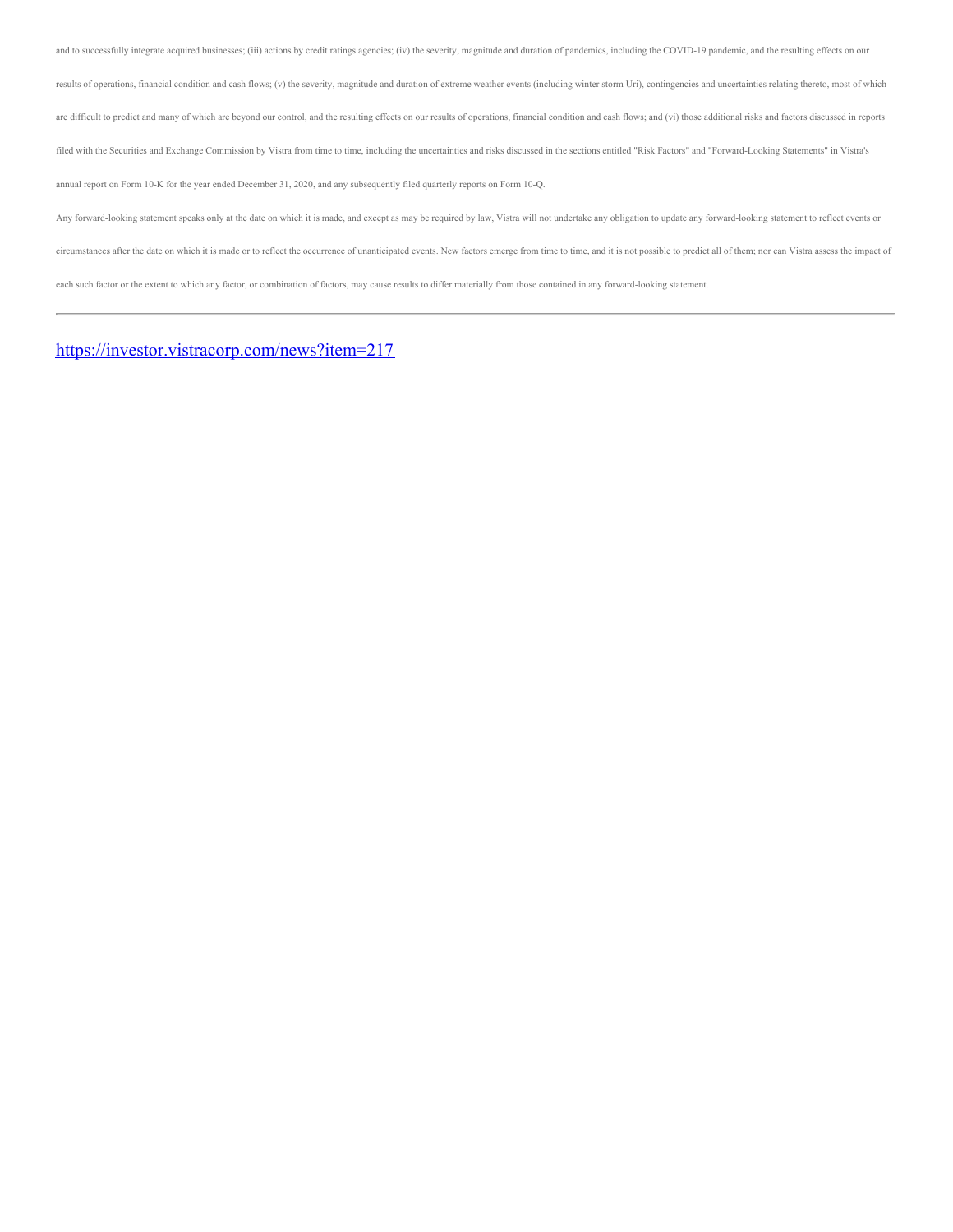and to successfully integrate acquired businesses; (iii) actions by credit ratings agencies; (iv) the severity, magnitude and duration of pandemics, including the COVID-19 pandemic, and the resulting effects on our results of operations, financial condition and cash flows; (v) the severity, magnitude and duration of extreme weather events (including winter storm Uri), contingencies and uncertainties relating thereto, most of which are difficult to predict and many of which are beyond our control, and the resulting effects on our results of operations, financial condition and cash flows; and (vi) those additional risks and factors discussed in reports filed with the Securities and Exchange Commission by Vistra from time to time, including the uncertainties and risks discussed in the sections entitled "Risk Factors" and "Forward-Looking Statements" in Vistra's annual report on Form 10-K for the year ended December 31, 2020, and any subsequently filed quarterly reports on Form 10-Q.

Any forward-looking statement speaks only at the date on which it is made, and except as may be required by law, Vistra will not undertake any obligation to update any forward-looking statement to reflect events or circumstances after the date on which it is made or to reflect the occurrence of unanticipated events. New factors emerge from time to time, and it is not possible to predict all of them; nor can Vistra assess the impact of each such factor or the extent to which any factor, or combination of factors, may cause results to differ materially from those contained in any forward-looking statement.

---

https://investor.vistracorp.com/news?item=217